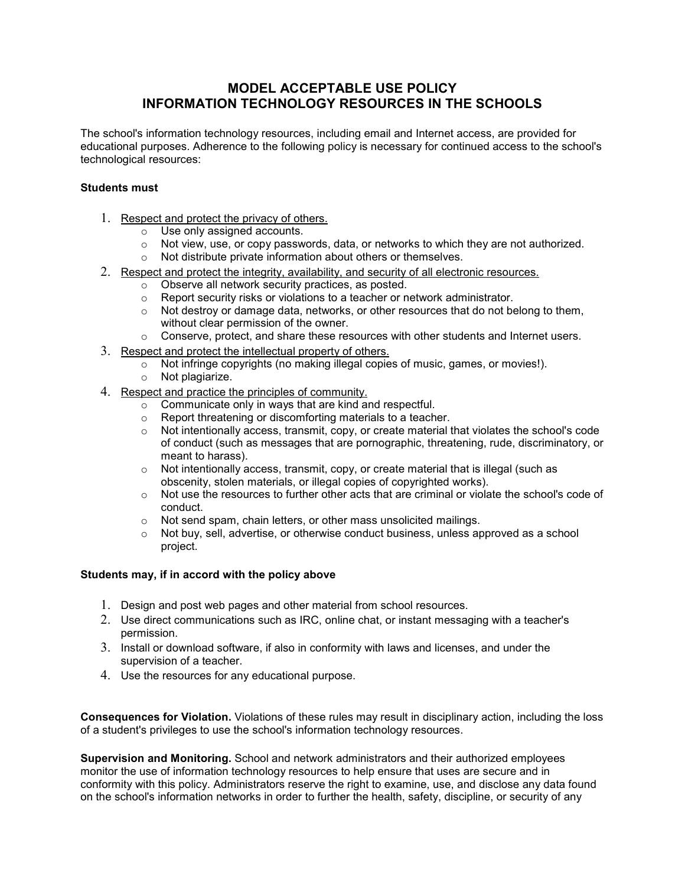# MODEL ACCEPTABLE USE POLICY
# INFORMATION TECHNOLOGY RESOURCES IN THE SCHOOLS

The school's information technology resources, including email and Internet access, are provided for educational purposes. Adherence to the following policy is necessary for continued access to the school's technological resources:

**Students must**

1. Respect and protect the privacy of others.
   - Use only assigned accounts.
   - Not view, use, or copy passwords, data, or networks to which they are not authorized.
   - Not distribute private information about others or themselves.
2. Respect and protect the integrity, availability, and security of all electronic resources.
   - Observe all network security practices, as posted.
   - Report security risks or violations to a teacher or network administrator.
   - Not destroy or damage data, networks, or other resources that do not belong to them, without clear permission of the owner.
   - Conserve, protect, and share these resources with other students and Internet users.
3. Respect and protect the intellectual property of others.
   - Not infringe copyrights (no making illegal copies of music, games, or movies!).
   - Not plagiarize.
4. Respect and practice the principles of community.
   - Communicate only in ways that are kind and respectful.
   - Report threatening or discomforting materials to a teacher.
   - Not intentionally access, transmit, copy, or create material that violates the school's code of conduct (such as messages that are pornographic, threatening, rude, discriminatory, or meant to harass).
   - Not intentionally access, transmit, copy, or create material that is illegal (such as obscenity, stolen materials, or illegal copies of copyrighted works).
   - Not use the resources to further other acts that are criminal or violate the school's code of conduct.
   - Not send spam, chain letters, or other mass unsolicited mailings.
   - Not buy, sell, advertise, or otherwise conduct business, unless approved as a school project.

**Students may, if in accord with the policy above**

1. Design and post web pages and other material from school resources.
2. Use direct communications such as IRC, online chat, or instant messaging with a teacher's permission.
3. Install or download software, if also in conformity with laws and licenses, and under the supervision of a teacher.
4. Use the resources for any educational purpose.

**Consequences for Violation.** Violations of these rules may result in disciplinary action, including the loss of a student's privileges to use the school's information technology resources.

**Supervision and Monitoring.** School and network administrators and their authorized employees monitor the use of information technology resources to help ensure that uses are secure and in conformity with this policy. Administrators reserve the right to examine, use, and disclose any data found on the school's information networks in order to further the health, safety, discipline, or security of any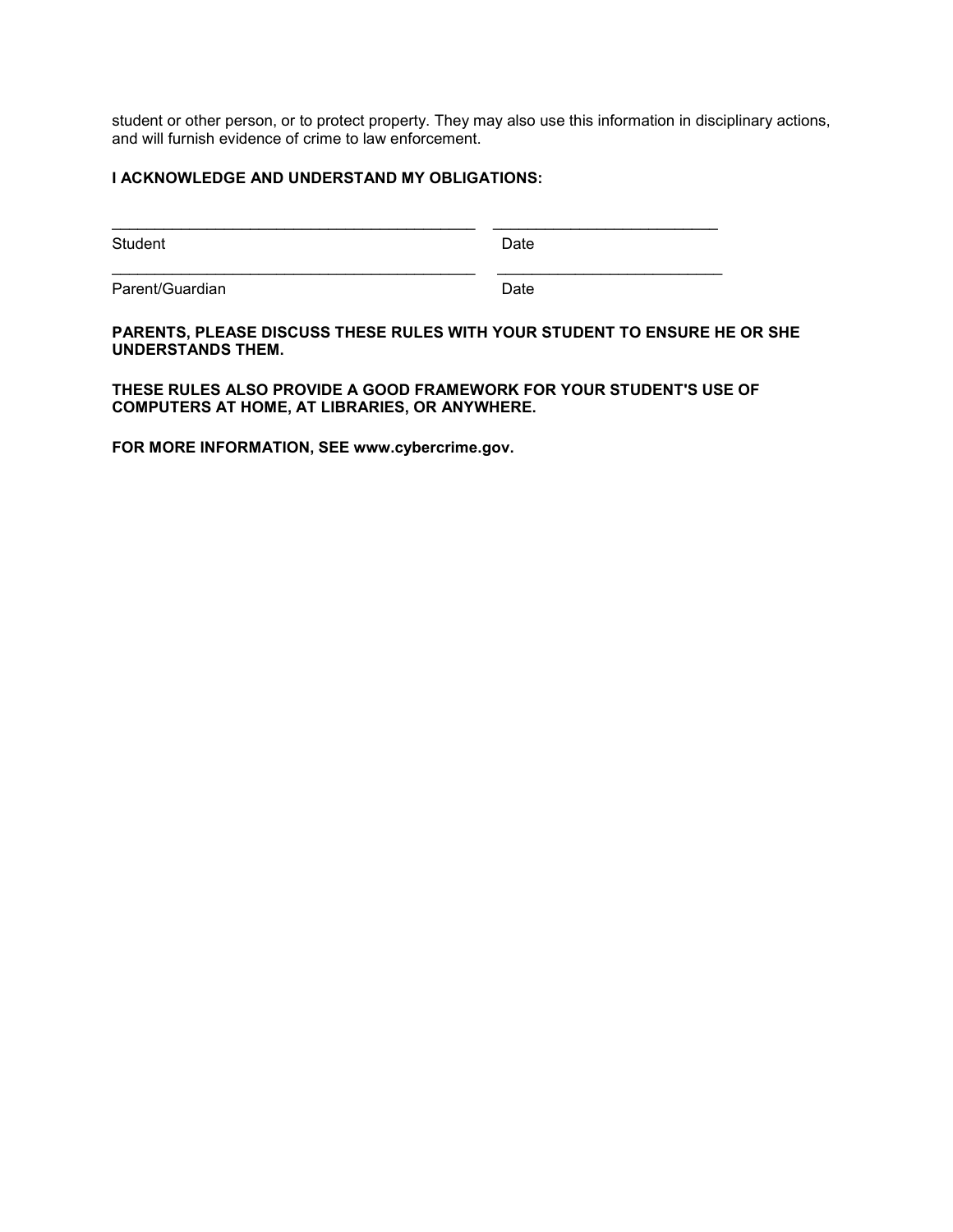student or other person, or to protect property. They may also use this information in disciplinary actions, and will furnish evidence of crime to law enforcement.

**I ACKNOWLEDGE AND UNDERSTAND MY OBLIGATIONS:**

_____________________________________________ __________________________

Student Date

_____________________________________________ __________________________

Parent/Guardian Date

**PARENTS, PLEASE DISCUSS THESE RULES WITH YOUR STUDENT TO ENSURE HE OR SHE UNDERSTANDS THEM.**

**THESE RULES ALSO PROVIDE A GOOD FRAMEWORK FOR YOUR STUDENT'S USE OF COMPUTERS AT HOME, AT LIBRARIES, OR ANYWHERE.**

**FOR MORE INFORMATION, SEE www.cybercrime.gov.**